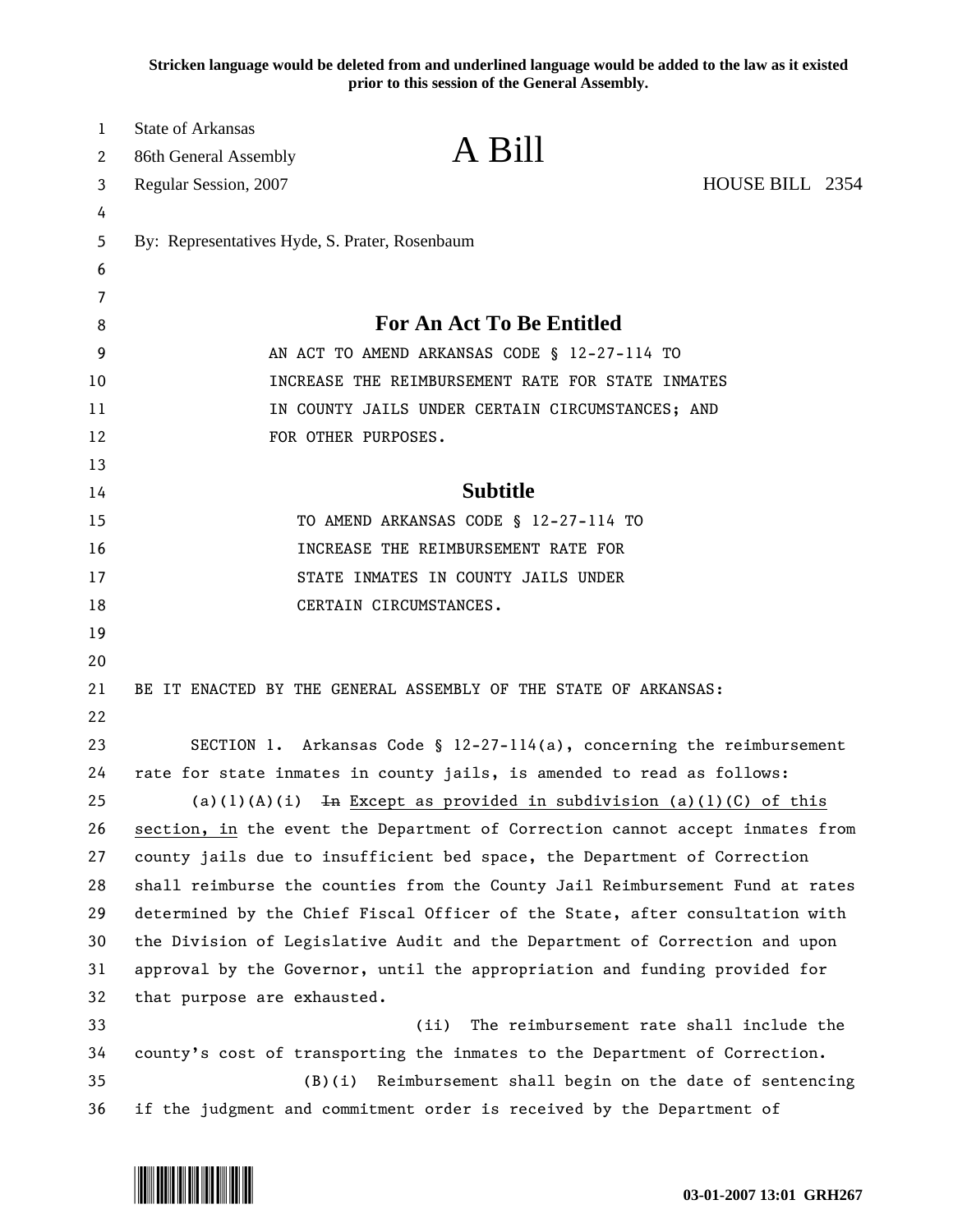**Stricken language would be deleted from and underlined language would be added to the law as it existed prior to this session of the General Assembly.**

State of Arkansas
86th General Assembly
Regular Session, 2007

# A Bill

HOUSE BILL 2354

By: Representatives Hyde, S. Prater, Rosenbaum

## For An Act To Be Entitled

AN ACT TO AMEND ARKANSAS CODE § 12-27-114 TO INCREASE THE REIMBURSEMENT RATE FOR STATE INMATES IN COUNTY JAILS UNDER CERTAIN CIRCUMSTANCES; AND FOR OTHER PURPOSES.

## Subtitle

TO AMEND ARKANSAS CODE § 12-27-114 TO INCREASE THE REIMBURSEMENT RATE FOR STATE INMATES IN COUNTY JAILS UNDER CERTAIN CIRCUMSTANCES.

BE IT ENACTED BY THE GENERAL ASSEMBLY OF THE STATE OF ARKANSAS:

SECTION 1. Arkansas Code § 12-27-114(a), concerning the reimbursement rate for state inmates in county jails, is amended to read as follows:

(a)(1)(A)(i) ~~In~~ <u>Except as provided in subdivision (a)(1)(C) of this section, in</u> the event the Department of Correction cannot accept inmates from county jails due to insufficient bed space, the Department of Correction shall reimburse the counties from the County Jail Reimbursement Fund at rates determined by the Chief Fiscal Officer of the State, after consultation with the Division of Legislative Audit and the Department of Correction and upon approval by the Governor, until the appropriation and funding provided for that purpose are exhausted.

(ii) The reimbursement rate shall include the county's cost of transporting the inmates to the Department of Correction.

(B)(i) Reimbursement shall begin on the date of sentencing if the judgment and commitment order is received by the Department of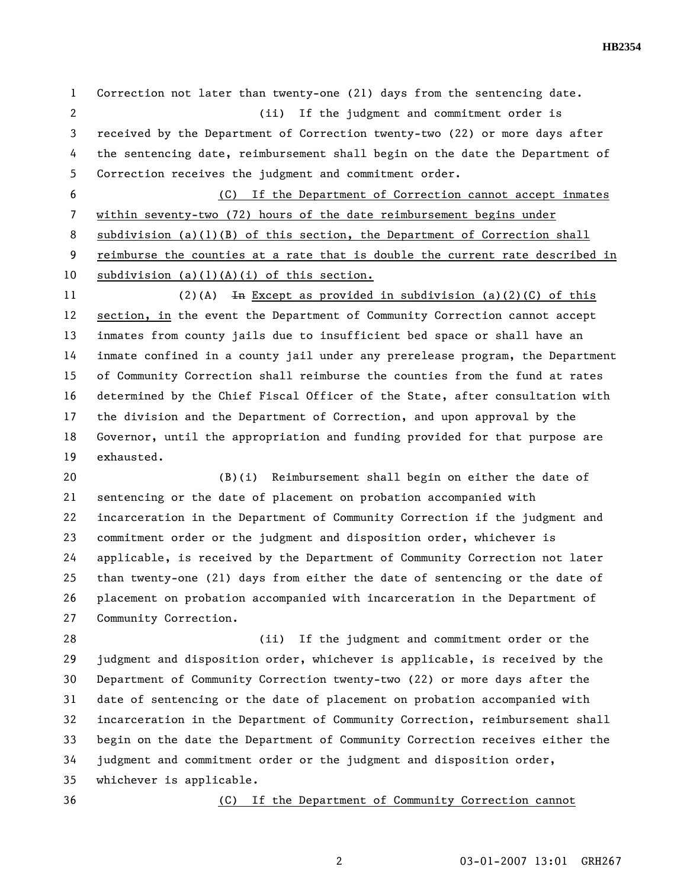Correction not later than twenty-one (21) days from the sentencing date.

(ii) If the judgment and commitment order is received by the Department of Correction twenty-two (22) or more days after the sentencing date, reimbursement shall begin on the date the Department of Correction receives the judgment and commitment order.

<u>(C) If the Department of Correction cannot accept inmates within seventy-two (72) hours of the date reimbursement begins under subdivision (a)(1)(B) of this section, the Department of Correction shall reimburse the counties at a rate that is double the current rate described in subdivision (a)(1)(A)(i) of this section.</u>

(2)(A) ~~In~~ <u>Except as provided in subdivision (a)(2)(C) of this section, in</u> the event the Department of Community Correction cannot accept inmates from county jails due to insufficient bed space or shall have an inmate confined in a county jail under any prerelease program, the Department of Community Correction shall reimburse the counties from the fund at rates determined by the Chief Fiscal Officer of the State, after consultation with the division and the Department of Correction, and upon approval by the Governor, until the appropriation and funding provided for that purpose are exhausted.

(B)(i) Reimbursement shall begin on either the date of sentencing or the date of placement on probation accompanied with incarceration in the Department of Community Correction if the judgment and commitment order or the judgment and disposition order, whichever is applicable, is received by the Department of Community Correction not later than twenty-one (21) days from either the date of sentencing or the date of placement on probation accompanied with incarceration in the Department of Community Correction.

(ii) If the judgment and commitment order or the judgment and disposition order, whichever is applicable, is received by the Department of Community Correction twenty-two (22) or more days after the date of sentencing or the date of placement on probation accompanied with incarceration in the Department of Community Correction, reimbursement shall begin on the date the Department of Community Correction receives either the judgment and commitment order or the judgment and disposition order, whichever is applicable.

<u>(C) If the Department of Community Correction cannot</u>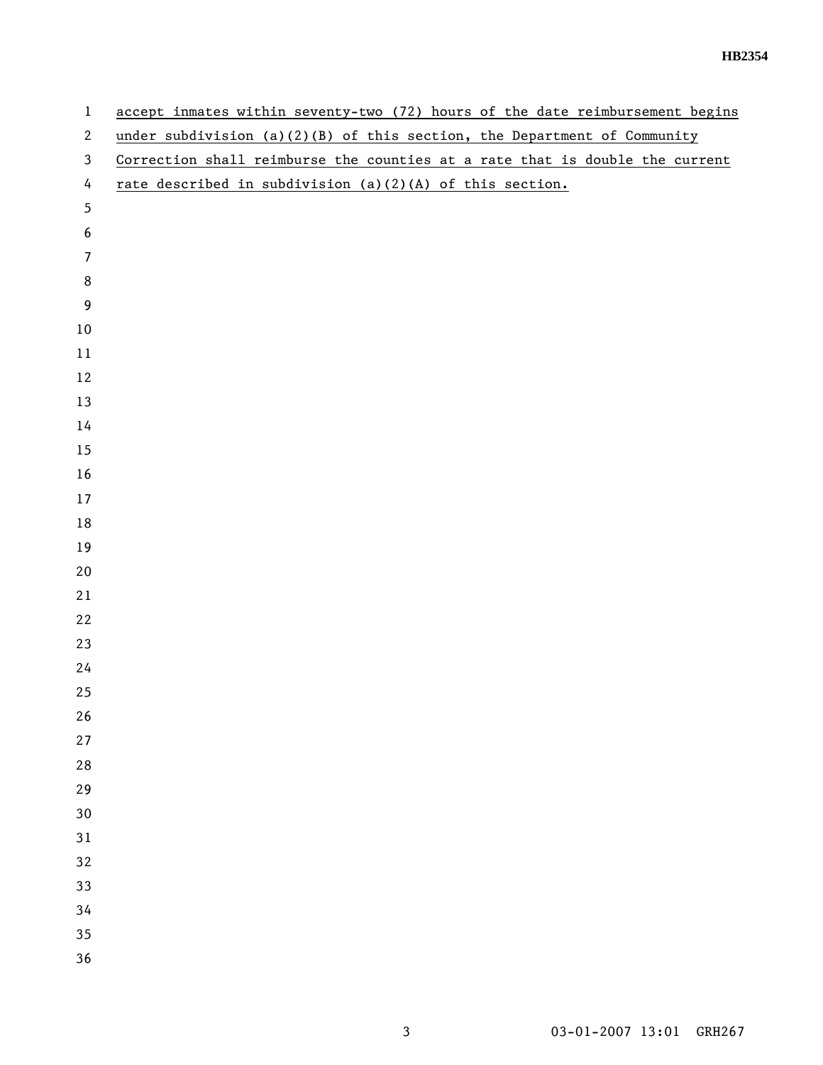accept inmates within seventy-two (72) hours of the date reimbursement begins under subdivision (a)(2)(B) of this section, the Department of Community Correction shall reimburse the counties at a rate that is double the current rate described in subdivision (a)(2)(A) of this section.